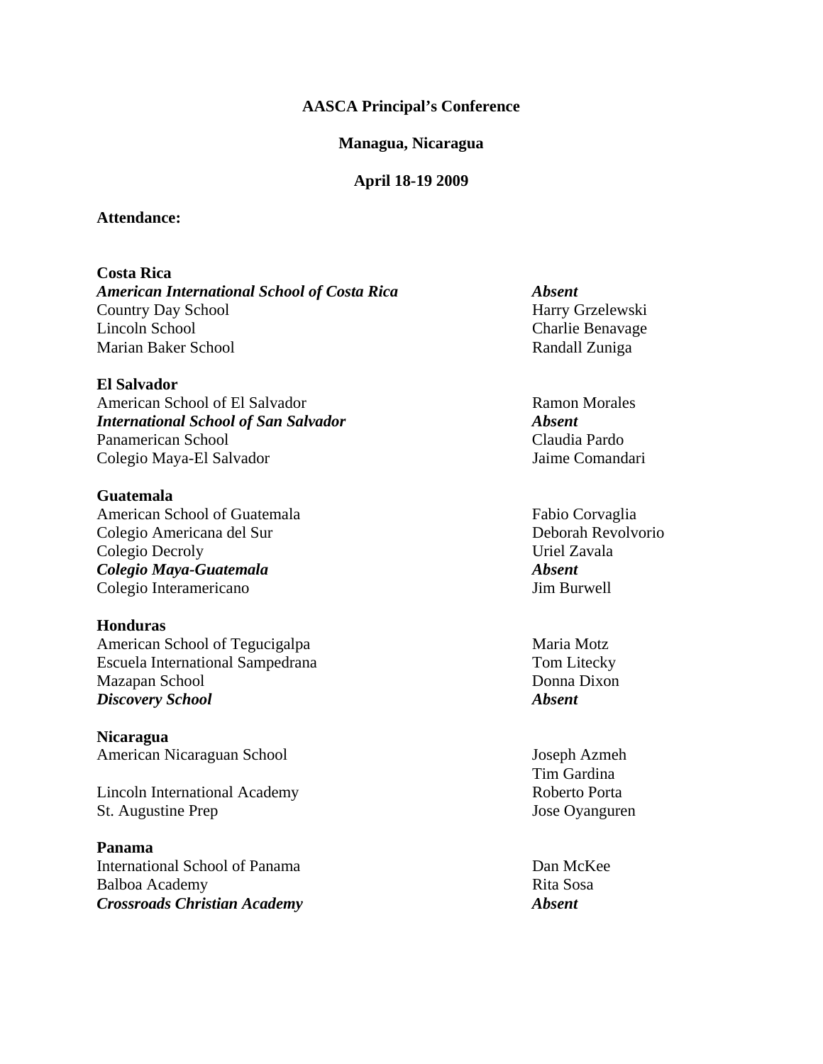**AASCA Principal's Conference**

**Managua, Nicaragua**

**April 18-19 2009**

**Attendance:**

**Costa Rica**

| | |
|---|---|
| ***American International School of Costa Rica*** | ***Absent*** |
| Country Day School | Harry Grzelewski |
| Lincoln School | Charlie Benavage |
| Marian Baker School | Randall Zuniga |

**El Salvador**

| | |
|---|---|
| American School of El Salvador | Ramon Morales |
| ***International School of San Salvador*** | ***Absent*** |
| Panamerican School | Claudia Pardo |
| Colegio Maya-El Salvador | Jaime Comandari |

**Guatemala**

| | |
|---|---|
| American School of Guatemala | Fabio Corvaglia |
| Colegio Americana del Sur | Deborah Revolvorio |
| Colegio Decroly | Uriel Zavala |
| ***Colegio Maya-Guatemala*** | ***Absent*** |
| Colegio Interamericano | Jim Burwell |

**Honduras**

| | |
|---|---|
| American School of Tegucigalpa | Maria Motz |
| Escuela International Sampedrana | Tom Litecky |
| Mazapan School | Donna Dixon |
| ***Discovery School*** | ***Absent*** |

**Nicaragua**

| | |
|---|---|
| American Nicaraguan School | Joseph Azmeh<br>Tim Gardina |
| Lincoln International Academy | Roberto Porta |
| St. Augustine Prep | Jose Oyanguren |

**Panama**

| | |
|---|---|
| International School of Panama | Dan McKee |
| Balboa Academy | Rita Sosa |
| ***Crossroads Christian Academy*** | ***Absent*** |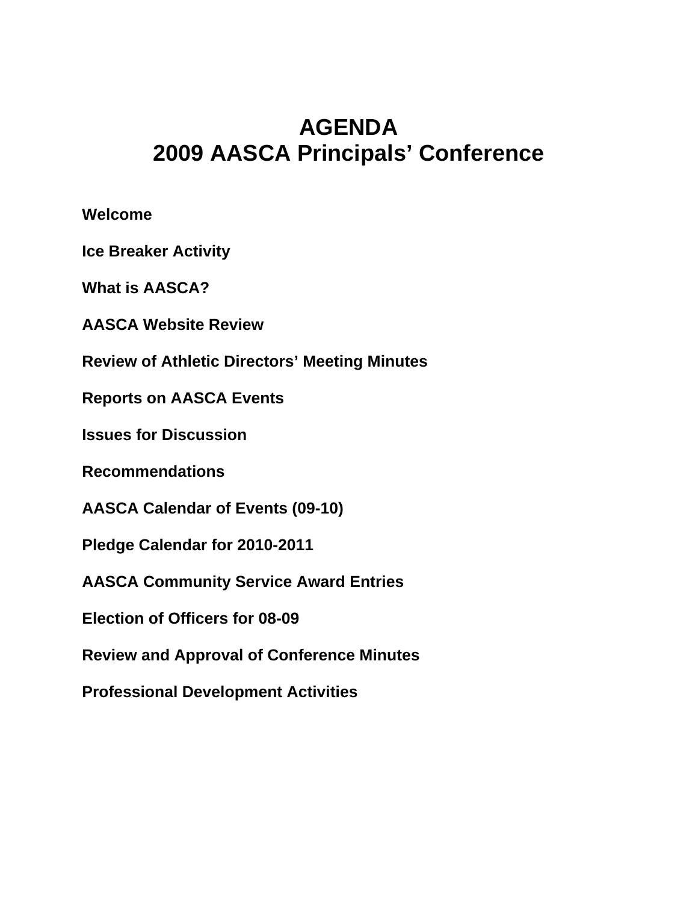# AGENDA
# 2009 AASCA Principals' Conference

**Welcome**

**Ice Breaker Activity**

**What is AASCA?**

**AASCA Website Review**

**Review of Athletic Directors' Meeting Minutes**

**Reports on AASCA Events**

**Issues for Discussion**

**Recommendations**

**AASCA Calendar of Events (09-10)**

**Pledge Calendar for 2010-2011**

**AASCA Community Service Award Entries**

**Election of Officers for 08-09**

**Review and Approval of Conference Minutes**

**Professional Development Activities**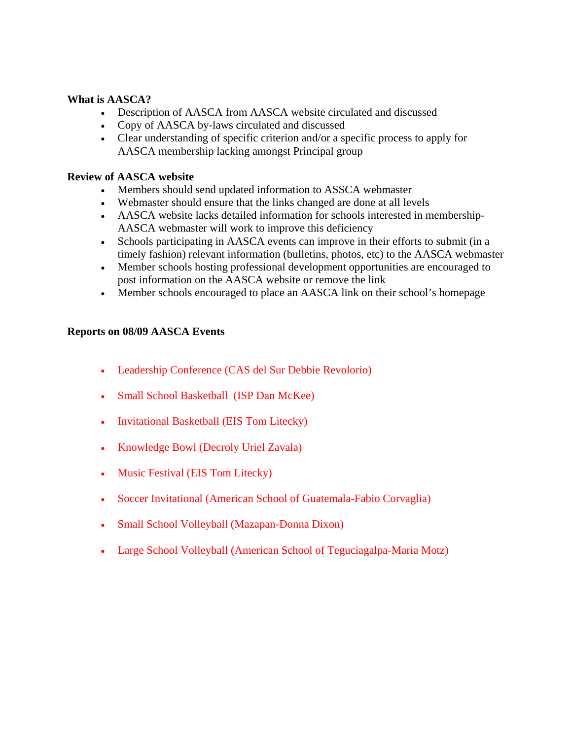**What is AASCA?**

- Description of AASCA from AASCA website circulated and discussed
- Copy of AASCA by-laws circulated and discussed
- Clear understanding of specific criterion and/or a specific process to apply for AASCA membership lacking amongst Principal group

**Review of AASCA website**

- Members should send updated information to ASSCA webmaster
- Webmaster should ensure that the links changed are done at all levels
- AASCA website lacks detailed information for schools interested in membership- AASCA webmaster will work to improve this deficiency
- Schools participating in AASCA events can improve in their efforts to submit (in a timely fashion) relevant information (bulletins, photos, etc) to the AASCA webmaster
- Member schools hosting professional development opportunities are encouraged to post information on the AASCA website or remove the link
- Member schools encouraged to place an AASCA link on their school's homepage

**Reports on 08/09 AASCA Events**

- Leadership Conference (CAS del Sur Debbie Revolorio)
- Small School Basketball (ISP Dan McKee)
- Invitational Basketball (EIS Tom Litecky)
- Knowledge Bowl (Decroly Uriel Zavala)
- Music Festival (EIS Tom Litecky)
- Soccer Invitational (American School of Guatemala-Fabio Corvaglia)
- Small School Volleyball (Mazapan-Donna Dixon)
- Large School Volleyball (American School of Teguciagalpa-Maria Motz)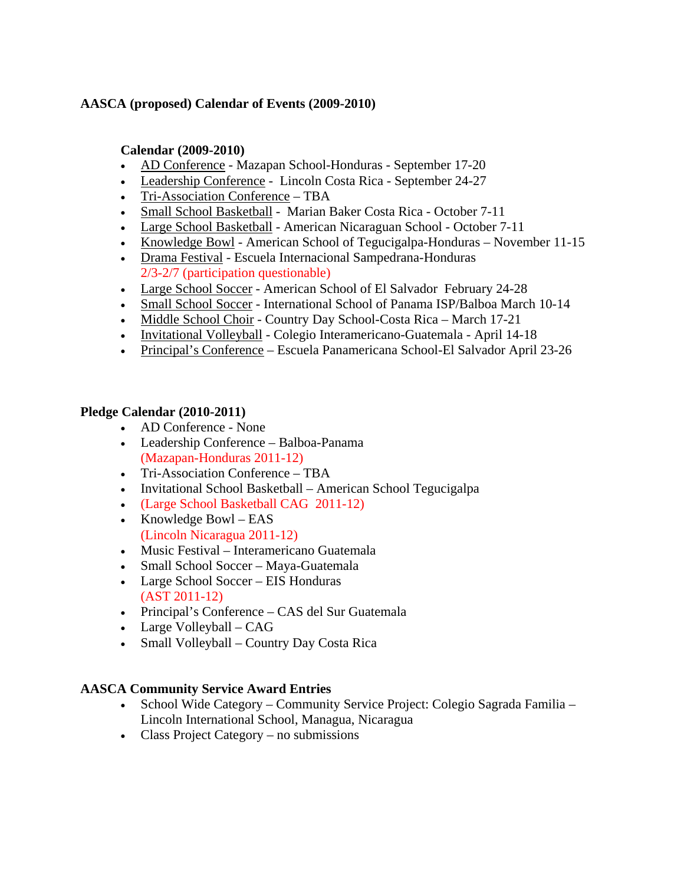**AASCA (proposed) Calendar of Events (2009-2010)**

**Calendar (2009-2010)**

- AD Conference - Mazapan School-Honduras - September 17-20
- Leadership Conference - Lincoln Costa Rica - September 24-27
- Tri-Association Conference – TBA
- Small School Basketball - Marian Baker Costa Rica - October 7-11
- Large School Basketball - American Nicaraguan School - October 7-11
- Knowledge Bowl - American School of Tegucigalpa-Honduras – November 11-15
- Drama Festival - Escuela Internacional Sampedrana-Honduras 2/3-2/7 (participation questionable)
- Large School Soccer - American School of El Salvador February 24-28
- Small School Soccer - International School of Panama ISP/Balboa March 10-14
- Middle School Choir - Country Day School-Costa Rica – March 17-21
- Invitational Volleyball - Colegio Interamericano-Guatemala - April 14-18
- Principal's Conference – Escuela Panamericana School-El Salvador April 23-26

**Pledge Calendar (2010-2011)**

- AD Conference - None
- Leadership Conference – Balboa-Panama (Mazapan-Honduras 2011-12)
- Tri-Association Conference – TBA
- Invitational School Basketball – American School Tegucigalpa
- (Large School Basketball CAG 2011-12)
- Knowledge Bowl – EAS (Lincoln Nicaragua 2011-12)
- Music Festival – Interamericano Guatemala
- Small School Soccer – Maya-Guatemala
- Large School Soccer – EIS Honduras (AST 2011-12)
- Principal's Conference – CAS del Sur Guatemala
- Large Volleyball – CAG
- Small Volleyball – Country Day Costa Rica

**AASCA Community Service Award Entries**

- School Wide Category – Community Service Project: Colegio Sagrada Familia – Lincoln International School, Managua, Nicaragua
- Class Project Category – no submissions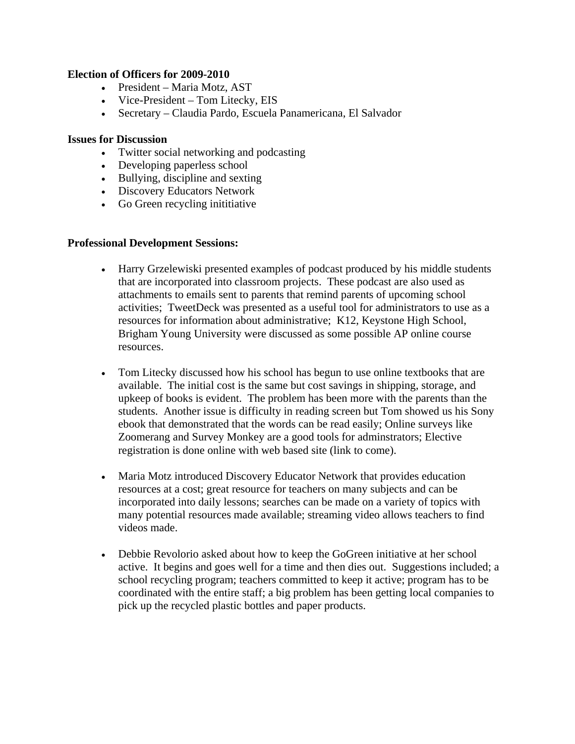**Election of Officers for 2009-2010**

- President – Maria Motz, AST
- Vice-President – Tom Litecky, EIS
- Secretary – Claudia Pardo, Escuela Panamericana, El Salvador

**Issues for Discussion**

- Twitter social networking and podcasting
- Developing paperless school
- Bullying, discipline and sexting
- Discovery Educators Network
- Go Green recycling inititiative

**Professional Development Sessions:**

- Harry Grzelewiski presented examples of podcast produced by his middle students that are incorporated into classroom projects. These podcast are also used as attachments to emails sent to parents that remind parents of upcoming school activities; TweetDeck was presented as a useful tool for administrators to use as a resources for information about administrative; K12, Keystone High School, Brigham Young University were discussed as some possible AP online course resources.

- Tom Litecky discussed how his school has begun to use online textbooks that are available. The initial cost is the same but cost savings in shipping, storage, and upkeep of books is evident. The problem has been more with the parents than the students. Another issue is difficulty in reading screen but Tom showed us his Sony ebook that demonstrated that the words can be read easily; Online surveys like Zoomerang and Survey Monkey are a good tools for adminstrators; Elective registration is done online with web based site (link to come).

- Maria Motz introduced Discovery Educator Network that provides education resources at a cost; great resource for teachers on many subjects and can be incorporated into daily lessons; searches can be made on a variety of topics with many potential resources made available; streaming video allows teachers to find videos made.

- Debbie Revolorio asked about how to keep the GoGreen initiative at her school active. It begins and goes well for a time and then dies out. Suggestions included; a school recycling program; teachers committed to keep it active; program has to be coordinated with the entire staff; a big problem has been getting local companies to pick up the recycled plastic bottles and paper products.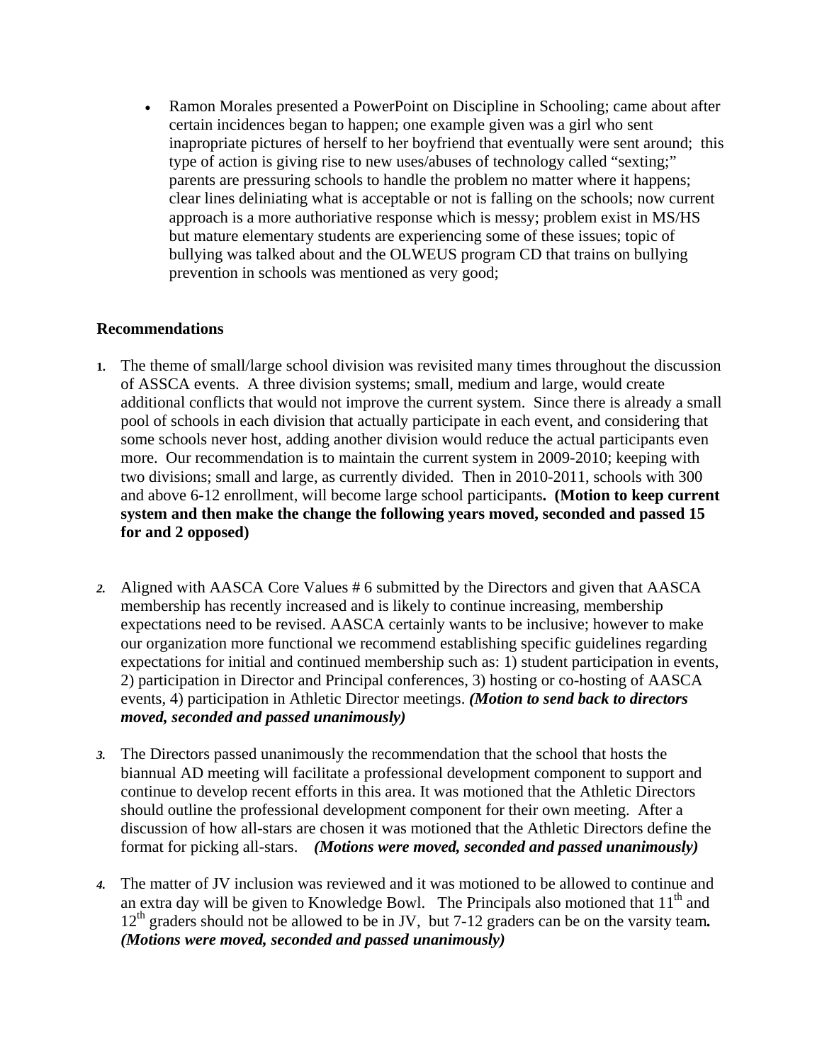- Ramon Morales presented a PowerPoint on Discipline in Schooling; came about after certain incidences began to happen; one example given was a girl who sent inapropriate pictures of herself to her boyfriend that eventually were sent around; this type of action is giving rise to new uses/abuses of technology called "sexting;" parents are pressuring schools to handle the problem no matter where it happens; clear lines deliniating what is acceptable or not is falling on the schools; now current approach is a more authoriative response which is messy; problem exist in MS/HS but mature elementary students are experiencing some of these issues; topic of bullying was talked about and the OLWEUS program CD that trains on bullying prevention in schools was mentioned as very good;

**Recommendations**

1. The theme of small/large school division was revisited many times throughout the discussion of ASSCA events. A three division systems; small, medium and large, would create additional conflicts that would not improve the current system. Since there is already a small pool of schools in each division that actually participate in each event, and considering that some schools never host, adding another division would reduce the actual participants even more. Our recommendation is to maintain the current system in 2009-2010; keeping with two divisions; small and large, as currently divided. Then in 2010-2011, schools with 300 and above 6-12 enrollment, will become large school participants**. (Motion to keep current system and then make the change the following years moved, seconded and passed 15 for and 2 opposed)**

2. Aligned with AASCA Core Values # 6 submitted by the Directors and given that AASCA membership has recently increased and is likely to continue increasing, membership expectations need to be revised. AASCA certainly wants to be inclusive; however to make our organization more functional we recommend establishing specific guidelines regarding expectations for initial and continued membership such as: 1) student participation in events, 2) participation in Director and Principal conferences, 3) hosting or co-hosting of AASCA events, 4) participation in Athletic Director meetings. ***(Motion to send back to directors moved, seconded and passed unanimously)***

3. The Directors passed unanimously the recommendation that the school that hosts the biannual AD meeting will facilitate a professional development component to support and continue to develop recent efforts in this area. It was motioned that the Athletic Directors should outline the professional development component for their own meeting. After a discussion of how all-stars are chosen it was motioned that the Athletic Directors define the format for picking all-stars. ***(Motions were moved, seconded and passed unanimously)***

4. The matter of JV inclusion was reviewed and it was motioned to be allowed to continue and an extra day will be given to Knowledge Bowl. The Principals also motioned that 11th and 12th graders should not be allowed to be in JV, but 7-12 graders can be on the varsity team***. (Motions were moved, seconded and passed unanimously)***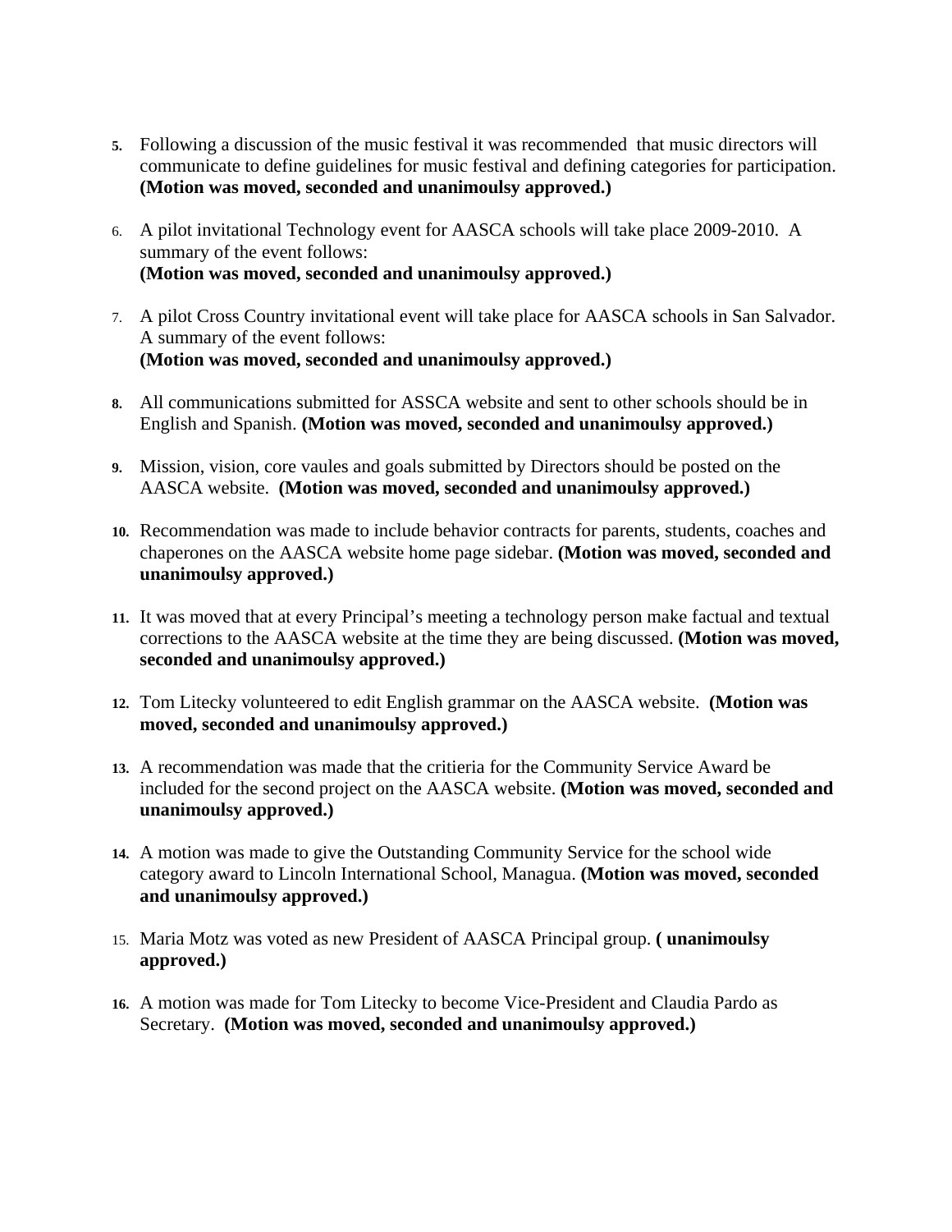5. Following a discussion of the music festival it was recommended  that music directors will communicate to define guidelines for music festival and defining categories for participation. **(Motion was moved, seconded and unanimoulsy approved.)**

6. A pilot invitational Technology event for AASCA schools will take place 2009-2010.  A summary of the event follows:
**(Motion was moved, seconded and unanimoulsy approved.)**

7. A pilot Cross Country invitational event will take place for AASCA schools in San Salvador. A summary of the event follows:
**(Motion was moved, seconded and unanimoulsy approved.)**

8. All communications submitted for ASSCA website and sent to other schools should be in English and Spanish. **(Motion was moved, seconded and unanimoulsy approved.)**

9. Mission, vision, core vaules and goals submitted by Directors should be posted on the AASCA website.  **(Motion was moved, seconded and unanimoulsy approved.)**

10. Recommendation was made to include behavior contracts for parents, students, coaches and chaperones on the AASCA website home page sidebar. **(Motion was moved, seconded and unanimoulsy approved.)**

11. It was moved that at every Principal's meeting a technology person make factual and textual corrections to the AASCA website at the time they are being discussed. **(Motion was moved, seconded and unanimoulsy approved.)**

12. Tom Litecky volunteered to edit English grammar on the AASCA website.  **(Motion was moved, seconded and unanimoulsy approved.)**

13. A recommendation was made that the critieria for the Community Service Award be included for the second project on the AASCA website. **(Motion was moved, seconded and unanimoulsy approved.)**

14. A motion was made to give the Outstanding Community Service for the school wide category award to Lincoln International School, Managua. **(Motion was moved, seconded and unanimoulsy approved.)**

15. Maria Motz was voted as new President of AASCA Principal group. **( unanimoulsy approved.)**

16. A motion was made for Tom Litecky to become Vice-President and Claudia Pardo as Secretary.  **(Motion was moved, seconded and unanimoulsy approved.)**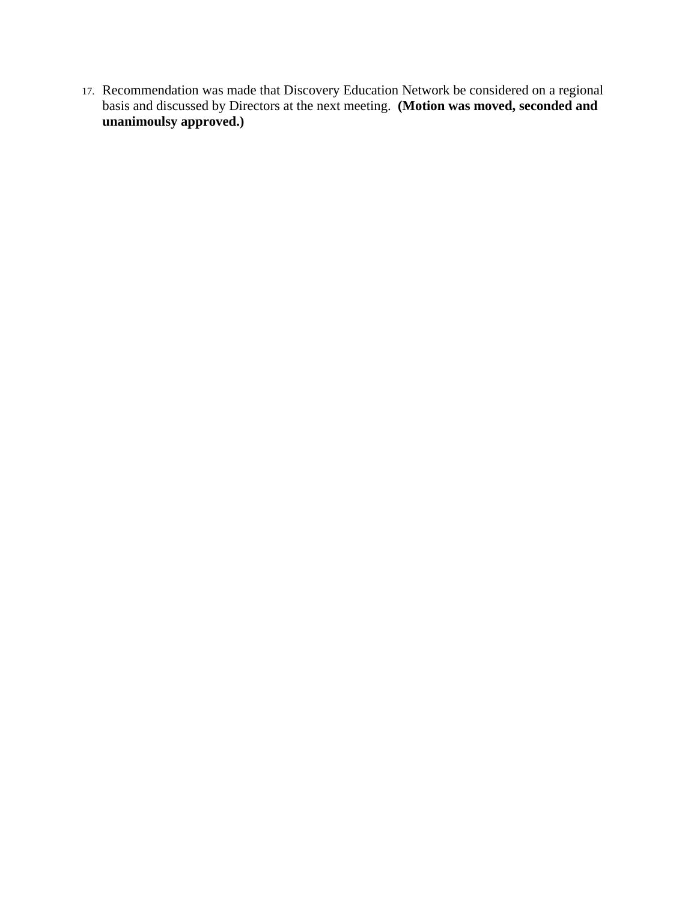17. Recommendation was made that Discovery Education Network be considered on a regional basis and discussed by Directors at the next meeting. **(Motion was moved, seconded and unanimoulsy approved.)**